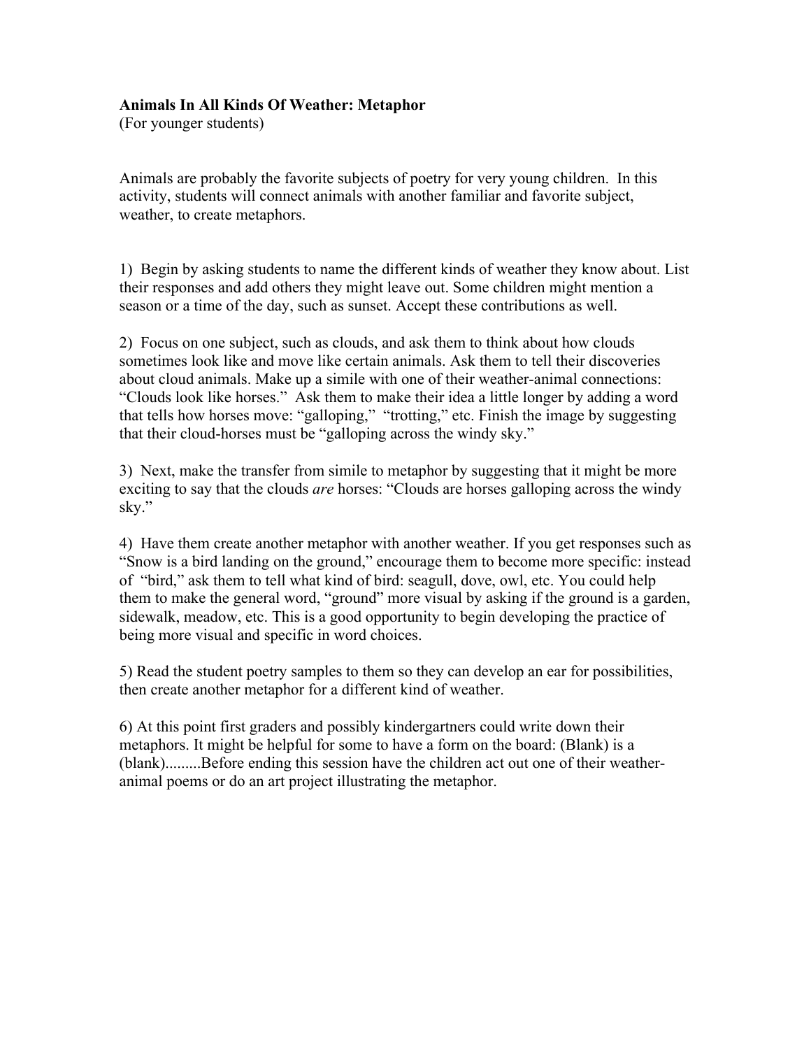**Animals In All Kinds Of Weather: Metaphor**
(For younger students)

Animals are probably the favorite subjects of poetry for very young children. In this activity, students will connect animals with another familiar and favorite subject, weather, to create metaphors.

1) Begin by asking students to name the different kinds of weather they know about. List their responses and add others they might leave out. Some children might mention a season or a time of the day, such as sunset. Accept these contributions as well.

2) Focus on one subject, such as clouds, and ask them to think about how clouds sometimes look like and move like certain animals. Ask them to tell their discoveries about cloud animals. Make up a simile with one of their weather-animal connections: "Clouds look like horses." Ask them to make their idea a little longer by adding a word that tells how horses move: "galloping," "trotting," etc. Finish the image by suggesting that their cloud-horses must be "galloping across the windy sky."

3) Next, make the transfer from simile to metaphor by suggesting that it might be more exciting to say that the clouds *are* horses: "Clouds are horses galloping across the windy sky."

4) Have them create another metaphor with another weather. If you get responses such as "Snow is a bird landing on the ground," encourage them to become more specific: instead of "bird," ask them to tell what kind of bird: seagull, dove, owl, etc. You could help them to make the general word, "ground" more visual by asking if the ground is a garden, sidewalk, meadow, etc. This is a good opportunity to begin developing the practice of being more visual and specific in word choices.

5) Read the student poetry samples to them so they can develop an ear for possibilities, then create another metaphor for a different kind of weather.

6) At this point first graders and possibly kindergartners could write down their metaphors. It might be helpful for some to have a form on the board: (Blank) is a (blank).........Before ending this session have the children act out one of their weather-animal poems or do an art project illustrating the metaphor.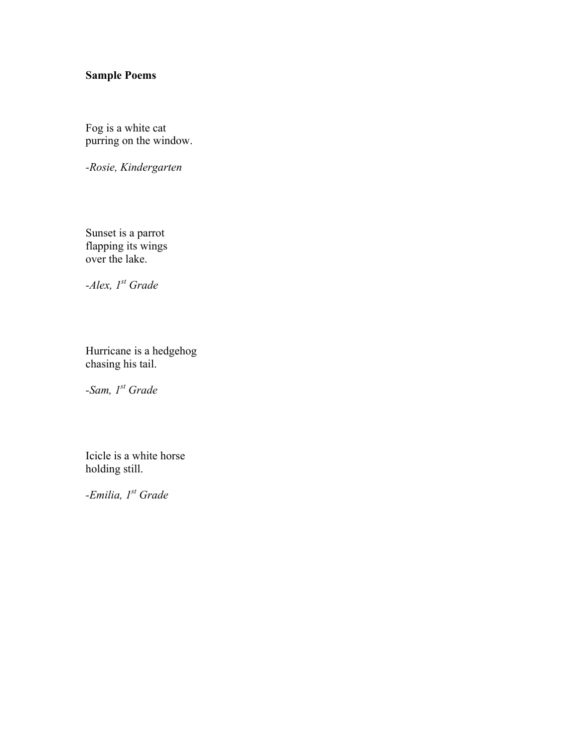**Sample Poems**

Fog is a white cat  
purring on the window.

-*Rosie, Kindergarten*

Sunset is a parrot  
flapping its wings  
over the lake.

-*Alex, 1st Grade*

Hurricane is a hedgehog  
chasing his tail.

-*Sam, 1st Grade*

Icicle is a white horse  
holding still.

-*Emilia, 1st Grade*